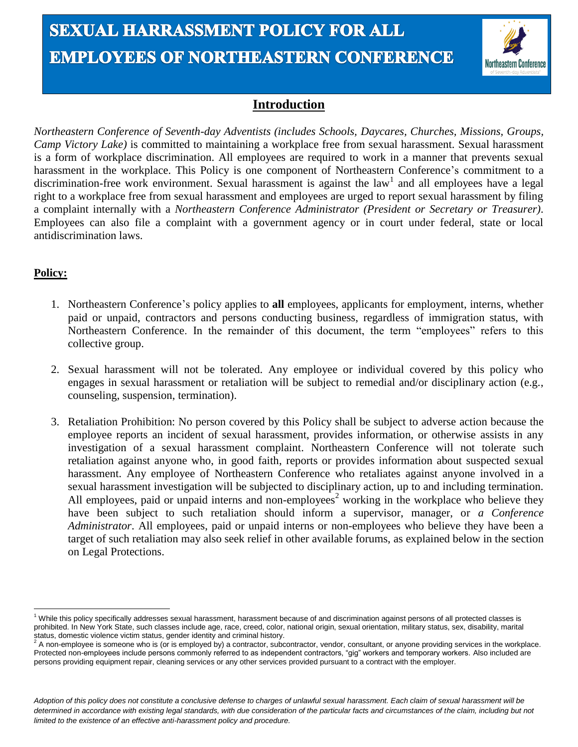# SEXUAL HARRASSMENT POLICY FOR ALL EMPLOYEES OF NORTHEASTERN CONFERENCE

## Introduction

*Northeastern Conference of Seventh-day Adventists (includes Schools, Daycares, Churches, Missions, Groups, Camp Victory Lake)* is committed to maintaining a workplace free from sexual harassment. Sexual harassment is a form of workplace discrimination. All employees are required to work in a manner that prevents sexual harassment in the workplace. This Policy is one component of Northeastern Conference's commitment to a discrimination-free work environment. Sexual harassment is against the law[1] and all employees have a legal right to a workplace free from sexual harassment and employees are urged to report sexual harassment by filing a complaint internally with a *Northeastern Conference Administrator (President or Secretary or Treasurer)*. Employees can also file a complaint with a government agency or in court under federal, state or local antidiscrimination laws.

## Policy:

1. Northeastern Conference's policy applies to **all** employees, applicants for employment, interns, whether paid or unpaid, contractors and persons conducting business, regardless of immigration status, with Northeastern Conference. In the remainder of this document, the term "employees" refers to this collective group.

2. Sexual harassment will not be tolerated. Any employee or individual covered by this policy who engages in sexual harassment or retaliation will be subject to remedial and/or disciplinary action (e.g., counseling, suspension, termination).

3. Retaliation Prohibition: No person covered by this Policy shall be subject to adverse action because the employee reports an incident of sexual harassment, provides information, or otherwise assists in any investigation of a sexual harassment complaint. Northeastern Conference will not tolerate such retaliation against anyone who, in good faith, reports or provides information about suspected sexual harassment. Any employee of Northeastern Conference who retaliates against anyone involved in a sexual harassment investigation will be subjected to disciplinary action, up to and including termination. All employees, paid or unpaid interns and non-employees[2] working in the workplace who believe they have been subject to such retaliation should inform a supervisor, manager, or *a Conference Administrator*. All employees, paid or unpaid interns or non-employees who believe they have been a target of such retaliation may also seek relief in other available forums, as explained below in the section on Legal Protections.

---

[1] While this policy specifically addresses sexual harassment, harassment because of and discrimination against persons of all protected classes is prohibited. In New York State, such classes include age, race, creed, color, national origin, sexual orientation, military status, sex, disability, marital status, domestic violence victim status, gender identity and criminal history.

[2] A non-employee is someone who is (or is employed by) a contractor, subcontractor, vendor, consultant, or anyone providing services in the workplace. Protected non-employees include persons commonly referred to as independent contractors, "gig" workers and temporary workers. Also included are persons providing equipment repair, cleaning services or any other services provided pursuant to a contract with the employer.

*Adoption of this policy does not constitute a conclusive defense to charges of unlawful sexual harassment. Each claim of sexual harassment will be determined in accordance with existing legal standards, with due consideration of the particular facts and circumstances of the claim, including but not limited to the existence of an effective anti-harassment policy and procedure.*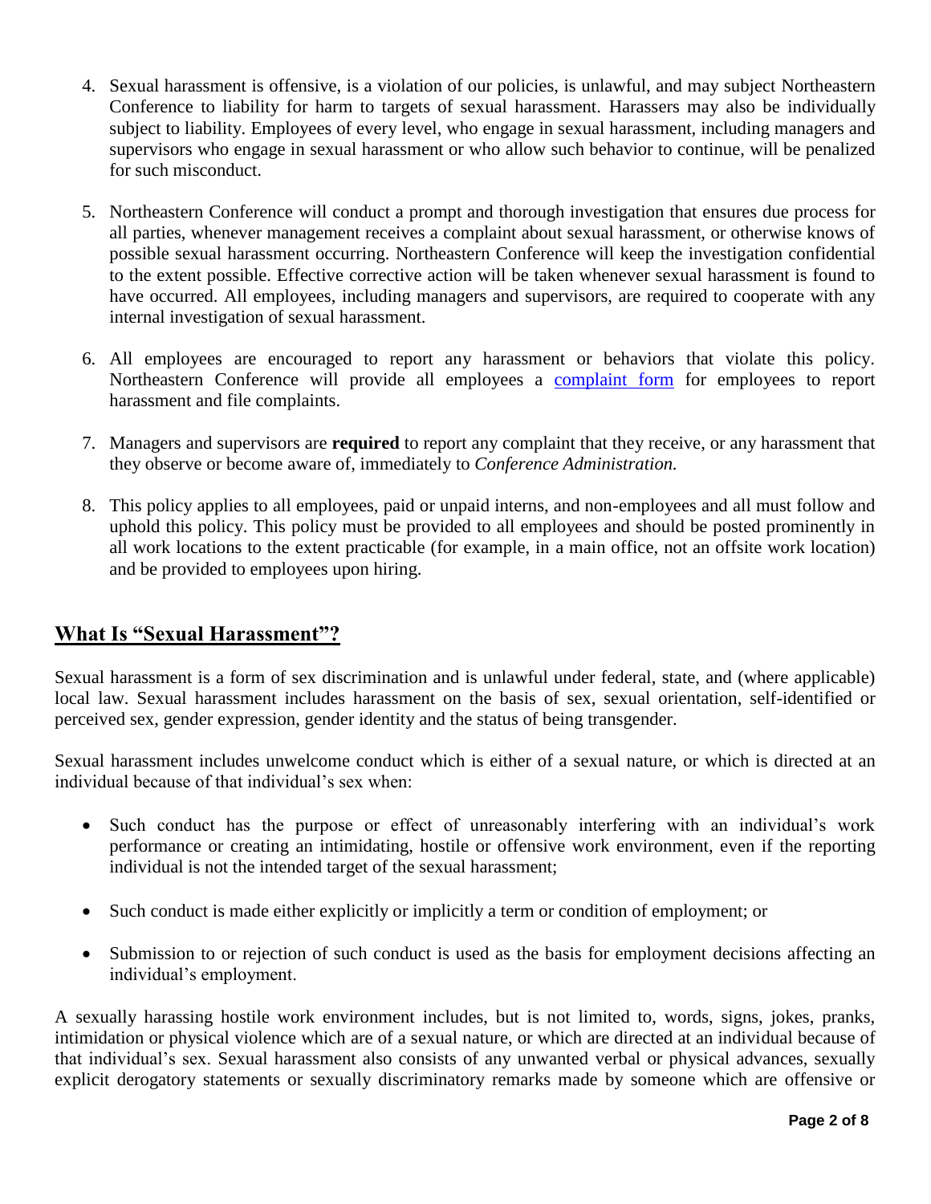4. Sexual harassment is offensive, is a violation of our policies, is unlawful, and may subject Northeastern Conference to liability for harm to targets of sexual harassment. Harassers may also be individually subject to liability. Employees of every level, who engage in sexual harassment, including managers and supervisors who engage in sexual harassment or who allow such behavior to continue, will be penalized for such misconduct.

5. Northeastern Conference will conduct a prompt and thorough investigation that ensures due process for all parties, whenever management receives a complaint about sexual harassment, or otherwise knows of possible sexual harassment occurring. Northeastern Conference will keep the investigation confidential to the extent possible. Effective corrective action will be taken whenever sexual harassment is found to have occurred. All employees, including managers and supervisors, are required to cooperate with any internal investigation of sexual harassment.

6. All employees are encouraged to report any harassment or behaviors that violate this policy. Northeastern Conference will provide all employees a complaint form for employees to report harassment and file complaints.

7. Managers and supervisors are **required** to report any complaint that they receive, or any harassment that they observe or become aware of, immediately to *Conference Administration.*

8. This policy applies to all employees, paid or unpaid interns, and non-employees and all must follow and uphold this policy. This policy must be provided to all employees and should be posted prominently in all work locations to the extent practicable (for example, in a main office, not an offsite work location) and be provided to employees upon hiring.

## What Is "Sexual Harassment"?

Sexual harassment is a form of sex discrimination and is unlawful under federal, state, and (where applicable) local law. Sexual harassment includes harassment on the basis of sex, sexual orientation, self-identified or perceived sex, gender expression, gender identity and the status of being transgender.

Sexual harassment includes unwelcome conduct which is either of a sexual nature, or which is directed at an individual because of that individual's sex when:

- Such conduct has the purpose or effect of unreasonably interfering with an individual's work performance or creating an intimidating, hostile or offensive work environment, even if the reporting individual is not the intended target of the sexual harassment;

- Such conduct is made either explicitly or implicitly a term or condition of employment; or

- Submission to or rejection of such conduct is used as the basis for employment decisions affecting an individual's employment.

A sexually harassing hostile work environment includes, but is not limited to, words, signs, jokes, pranks, intimidation or physical violence which are of a sexual nature, or which are directed at an individual because of that individual's sex. Sexual harassment also consists of any unwanted verbal or physical advances, sexually explicit derogatory statements or sexually discriminatory remarks made by someone which are offensive or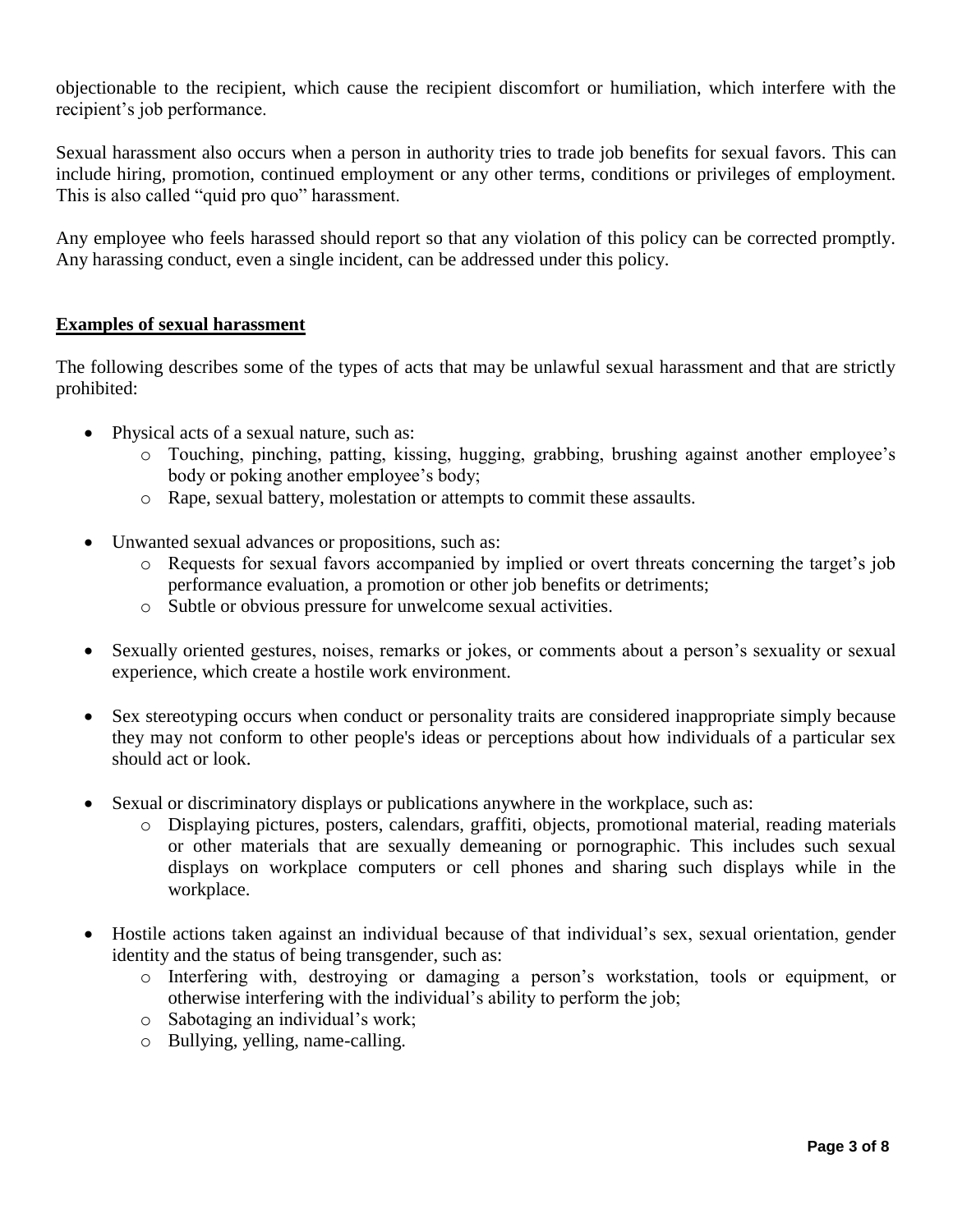objectionable to the recipient, which cause the recipient discomfort or humiliation, which interfere with the recipient's job performance.

Sexual harassment also occurs when a person in authority tries to trade job benefits for sexual favors. This can include hiring, promotion, continued employment or any other terms, conditions or privileges of employment. This is also called "quid pro quo" harassment.

Any employee who feels harassed should report so that any violation of this policy can be corrected promptly. Any harassing conduct, even a single incident, can be addressed under this policy.

## Examples of sexual harassment

The following describes some of the types of acts that may be unlawful sexual harassment and that are strictly prohibited:

- Physical acts of a sexual nature, such as:
  - Touching, pinching, patting, kissing, hugging, grabbing, brushing against another employee's body or poking another employee's body;
  - Rape, sexual battery, molestation or attempts to commit these assaults.
- Unwanted sexual advances or propositions, such as:
  - Requests for sexual favors accompanied by implied or overt threats concerning the target's job performance evaluation, a promotion or other job benefits or detriments;
  - Subtle or obvious pressure for unwelcome sexual activities.
- Sexually oriented gestures, noises, remarks or jokes, or comments about a person's sexuality or sexual experience, which create a hostile work environment.
- Sex stereotyping occurs when conduct or personality traits are considered inappropriate simply because they may not conform to other people's ideas or perceptions about how individuals of a particular sex should act or look.
- Sexual or discriminatory displays or publications anywhere in the workplace, such as:
  - Displaying pictures, posters, calendars, graffiti, objects, promotional material, reading materials or other materials that are sexually demeaning or pornographic. This includes such sexual displays on workplace computers or cell phones and sharing such displays while in the workplace.
- Hostile actions taken against an individual because of that individual's sex, sexual orientation, gender identity and the status of being transgender, such as:
  - Interfering with, destroying or damaging a person's workstation, tools or equipment, or otherwise interfering with the individual's ability to perform the job;
  - Sabotaging an individual's work;
  - Bullying, yelling, name-calling.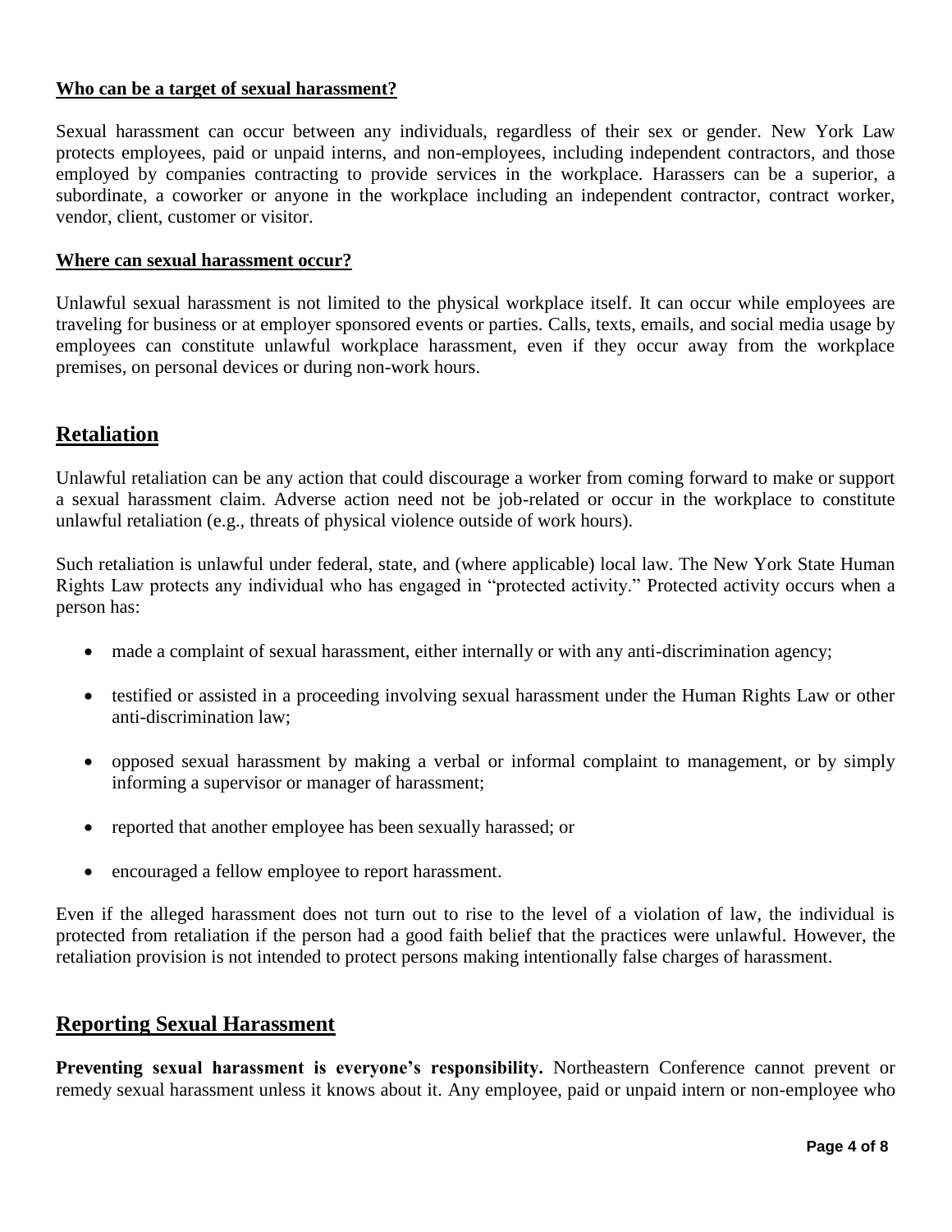#### Who can be a target of sexual harassment?

Sexual harassment can occur between any individuals, regardless of their sex or gender. New York Law protects employees, paid or unpaid interns, and non-employees, including independent contractors, and those employed by companies contracting to provide services in the workplace. Harassers can be a superior, a subordinate, a coworker or anyone in the workplace including an independent contractor, contract worker, vendor, client, customer or visitor.

#### Where can sexual harassment occur?

Unlawful sexual harassment is not limited to the physical workplace itself. It can occur while employees are traveling for business or at employer sponsored events or parties. Calls, texts, emails, and social media usage by employees can constitute unlawful workplace harassment, even if they occur away from the workplace premises, on personal devices or during non-work hours.

## Retaliation

Unlawful retaliation can be any action that could discourage a worker from coming forward to make or support a sexual harassment claim. Adverse action need not be job-related or occur in the workplace to constitute unlawful retaliation (e.g., threats of physical violence outside of work hours).

Such retaliation is unlawful under federal, state, and (where applicable) local law. The New York State Human Rights Law protects any individual who has engaged in "protected activity." Protected activity occurs when a person has:

- made a complaint of sexual harassment, either internally or with any anti-discrimination agency;
- testified or assisted in a proceeding involving sexual harassment under the Human Rights Law or other anti-discrimination law;
- opposed sexual harassment by making a verbal or informal complaint to management, or by simply informing a supervisor or manager of harassment;
- reported that another employee has been sexually harassed; or
- encouraged a fellow employee to report harassment.

Even if the alleged harassment does not turn out to rise to the level of a violation of law, the individual is protected from retaliation if the person had a good faith belief that the practices were unlawful. However, the retaliation provision is not intended to protect persons making intentionally false charges of harassment.

## Reporting Sexual Harassment

**Preventing sexual harassment is everyone's responsibility.** Northeastern Conference cannot prevent or remedy sexual harassment unless it knows about it. Any employee, paid or unpaid intern or non-employee who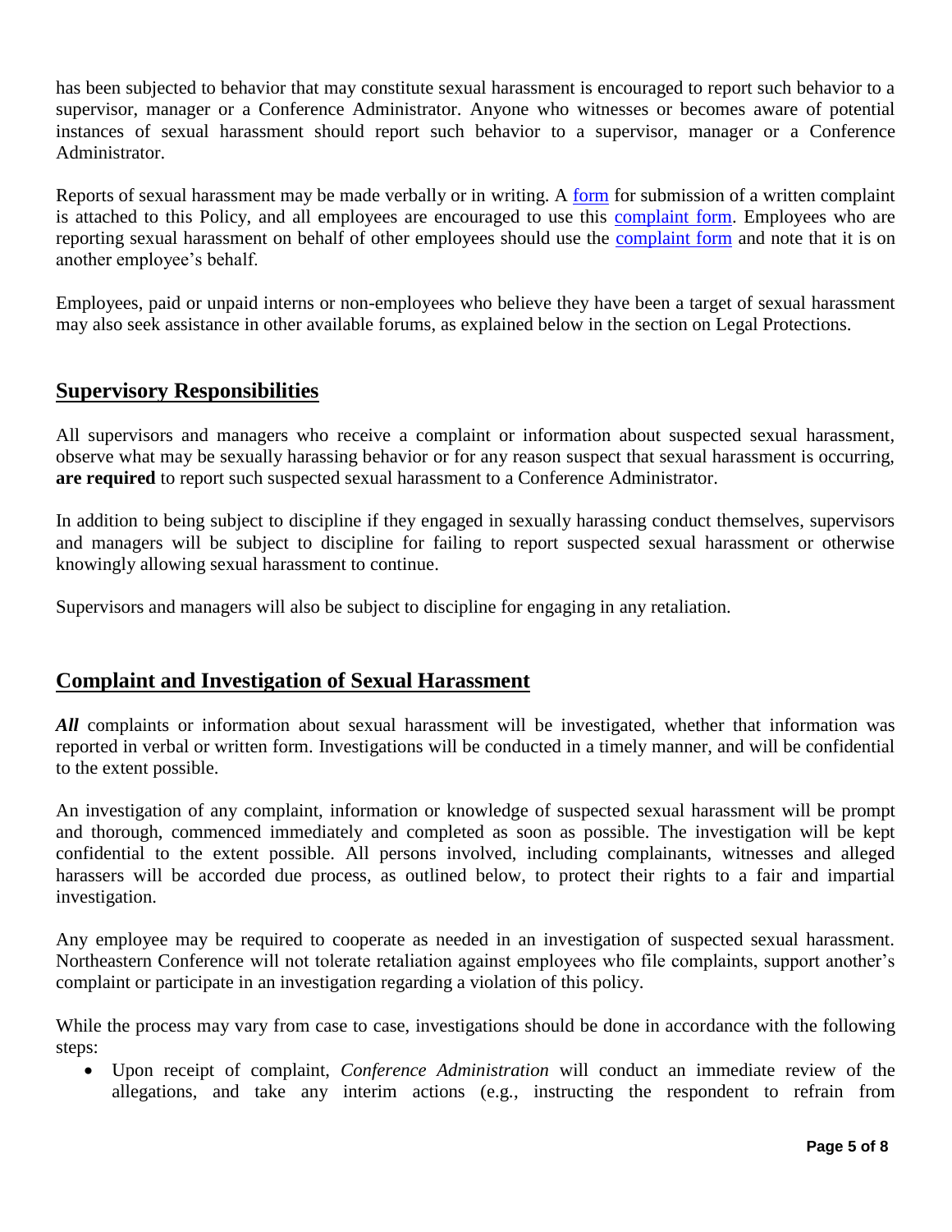has been subjected to behavior that may constitute sexual harassment is encouraged to report such behavior to a supervisor, manager or a Conference Administrator. Anyone who witnesses or becomes aware of potential instances of sexual harassment should report such behavior to a supervisor, manager or a Conference Administrator.

Reports of sexual harassment may be made verbally or in writing. A form for submission of a written complaint is attached to this Policy, and all employees are encouraged to use this complaint form. Employees who are reporting sexual harassment on behalf of other employees should use the complaint form and note that it is on another employee's behalf.

Employees, paid or unpaid interns or non-employees who believe they have been a target of sexual harassment may also seek assistance in other available forums, as explained below in the section on Legal Protections.

## Supervisory Responsibilities

All supervisors and managers who receive a complaint or information about suspected sexual harassment, observe what may be sexually harassing behavior or for any reason suspect that sexual harassment is occurring, **are required** to report such suspected sexual harassment to a Conference Administrator.

In addition to being subject to discipline if they engaged in sexually harassing conduct themselves, supervisors and managers will be subject to discipline for failing to report suspected sexual harassment or otherwise knowingly allowing sexual harassment to continue.

Supervisors and managers will also be subject to discipline for engaging in any retaliation.

## Complaint and Investigation of Sexual Harassment

***All*** complaints or information about sexual harassment will be investigated, whether that information was reported in verbal or written form. Investigations will be conducted in a timely manner, and will be confidential to the extent possible.

An investigation of any complaint, information or knowledge of suspected sexual harassment will be prompt and thorough, commenced immediately and completed as soon as possible. The investigation will be kept confidential to the extent possible. All persons involved, including complainants, witnesses and alleged harassers will be accorded due process, as outlined below, to protect their rights to a fair and impartial investigation.

Any employee may be required to cooperate as needed in an investigation of suspected sexual harassment. Northeastern Conference will not tolerate retaliation against employees who file complaints, support another's complaint or participate in an investigation regarding a violation of this policy.

While the process may vary from case to case, investigations should be done in accordance with the following steps:

- Upon receipt of complaint, *Conference Administration* will conduct an immediate review of the allegations, and take any interim actions (e.g., instructing the respondent to refrain from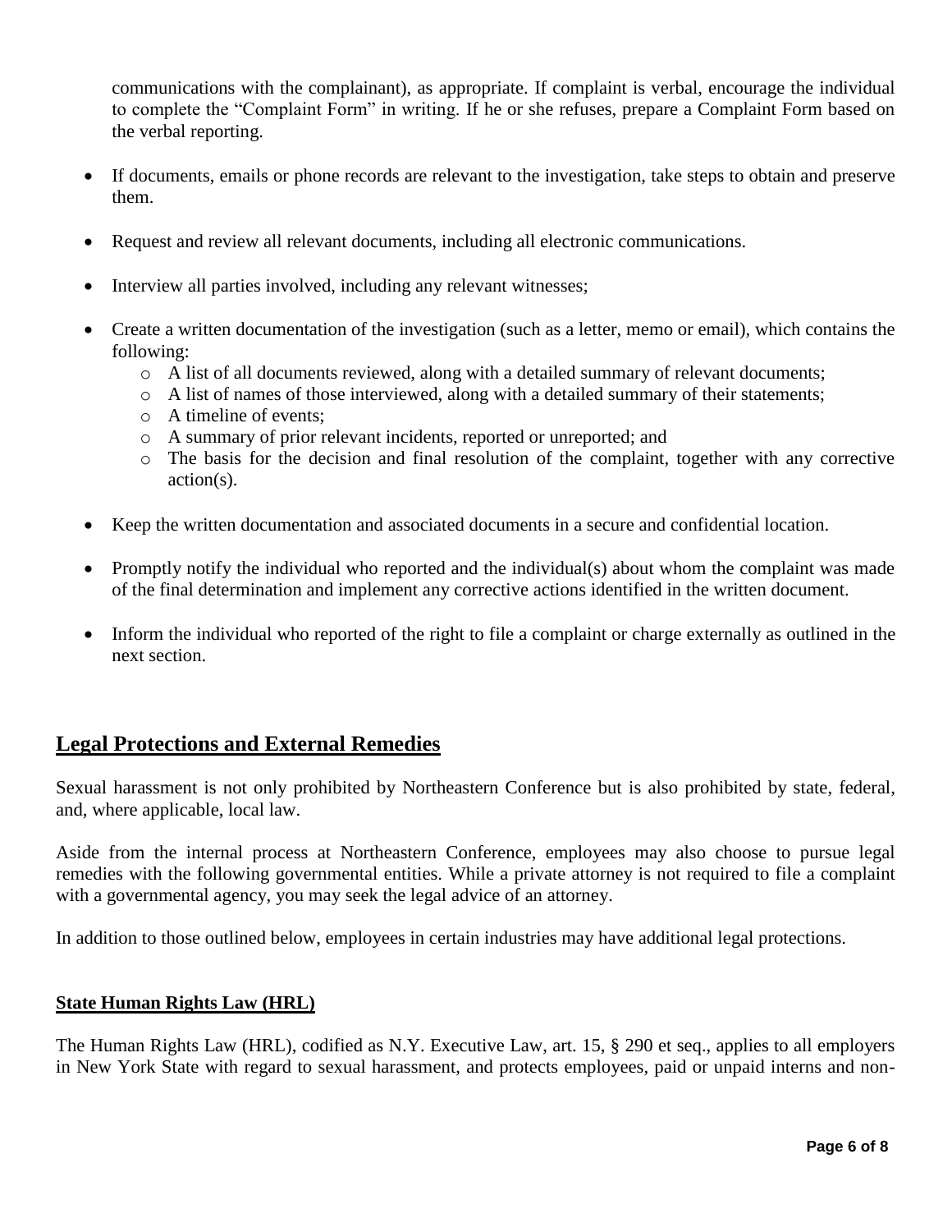communications with the complainant), as appropriate. If complaint is verbal, encourage the individual to complete the "Complaint Form" in writing. If he or she refuses, prepare a Complaint Form based on the verbal reporting.

- If documents, emails or phone records are relevant to the investigation, take steps to obtain and preserve them.
- Request and review all relevant documents, including all electronic communications.
- Interview all parties involved, including any relevant witnesses;
- Create a written documentation of the investigation (such as a letter, memo or email), which contains the following:
  - A list of all documents reviewed, along with a detailed summary of relevant documents;
  - A list of names of those interviewed, along with a detailed summary of their statements;
  - A timeline of events;
  - A summary of prior relevant incidents, reported or unreported; and
  - The basis for the decision and final resolution of the complaint, together with any corrective action(s).
- Keep the written documentation and associated documents in a secure and confidential location.
- Promptly notify the individual who reported and the individual(s) about whom the complaint was made of the final determination and implement any corrective actions identified in the written document.
- Inform the individual who reported of the right to file a complaint or charge externally as outlined in the next section.

## Legal Protections and External Remedies

Sexual harassment is not only prohibited by Northeastern Conference but is also prohibited by state, federal, and, where applicable, local law.

Aside from the internal process at Northeastern Conference, employees may also choose to pursue legal remedies with the following governmental entities. While a private attorney is not required to file a complaint with a governmental agency, you may seek the legal advice of an attorney.

In addition to those outlined below, employees in certain industries may have additional legal protections.

### State Human Rights Law (HRL)

The Human Rights Law (HRL), codified as N.Y. Executive Law, art. 15, § 290 et seq., applies to all employers in New York State with regard to sexual harassment, and protects employees, paid or unpaid interns and non-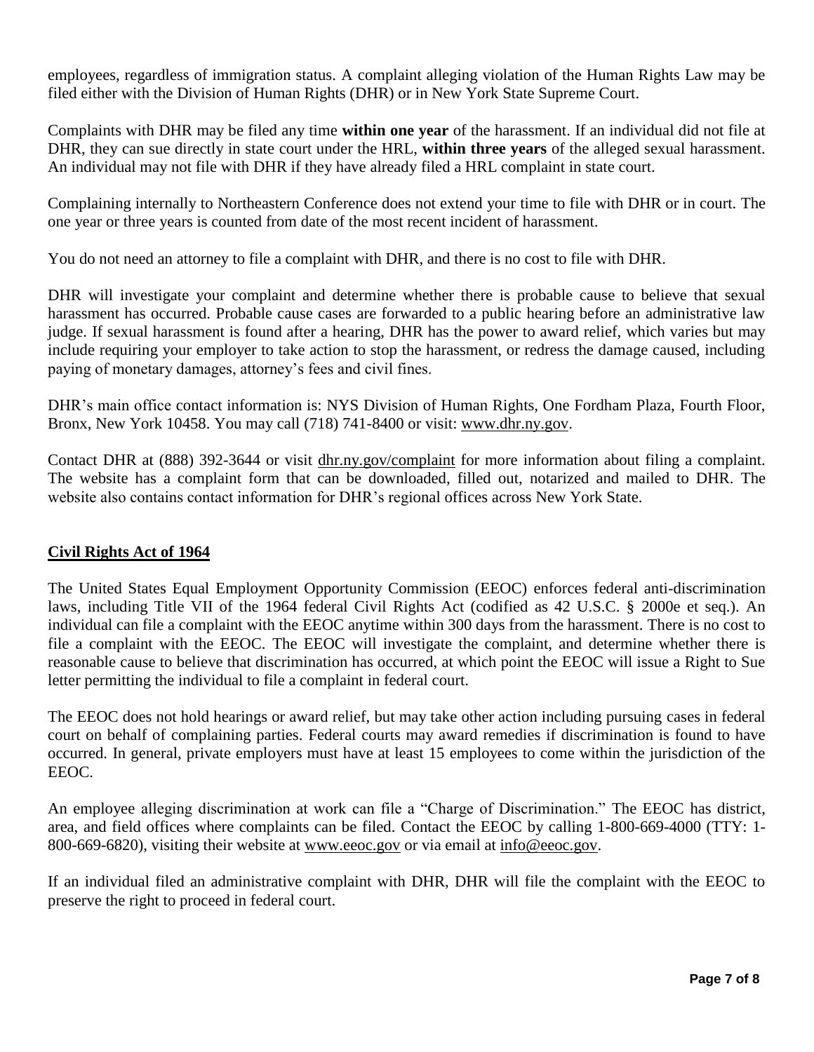employees, regardless of immigration status. A complaint alleging violation of the Human Rights Law may be filed either with the Division of Human Rights (DHR) or in New York State Supreme Court.

Complaints with DHR may be filed any time **within one year** of the harassment. If an individual did not file at DHR, they can sue directly in state court under the HRL, **within three years** of the alleged sexual harassment. An individual may not file with DHR if they have already filed a HRL complaint in state court.

Complaining internally to Northeastern Conference does not extend your time to file with DHR or in court. The one year or three years is counted from date of the most recent incident of harassment.

You do not need an attorney to file a complaint with DHR, and there is no cost to file with DHR.

DHR will investigate your complaint and determine whether there is probable cause to believe that sexual harassment has occurred. Probable cause cases are forwarded to a public hearing before an administrative law judge. If sexual harassment is found after a hearing, DHR has the power to award relief, which varies but may include requiring your employer to take action to stop the harassment, or redress the damage caused, including paying of monetary damages, attorney's fees and civil fines.

DHR's main office contact information is: NYS Division of Human Rights, One Fordham Plaza, Fourth Floor, Bronx, New York 10458. You may call (718) 741-8400 or visit: www.dhr.ny.gov.

Contact DHR at (888) 392-3644 or visit dhr.ny.gov/complaint for more information about filing a complaint. The website has a complaint form that can be downloaded, filled out, notarized and mailed to DHR. The website also contains contact information for DHR's regional offices across New York State.

## Civil Rights Act of 1964

The United States Equal Employment Opportunity Commission (EEOC) enforces federal anti-discrimination laws, including Title VII of the 1964 federal Civil Rights Act (codified as 42 U.S.C. § 2000e et seq.). An individual can file a complaint with the EEOC anytime within 300 days from the harassment. There is no cost to file a complaint with the EEOC. The EEOC will investigate the complaint, and determine whether there is reasonable cause to believe that discrimination has occurred, at which point the EEOC will issue a Right to Sue letter permitting the individual to file a complaint in federal court.

The EEOC does not hold hearings or award relief, but may take other action including pursuing cases in federal court on behalf of complaining parties. Federal courts may award remedies if discrimination is found to have occurred. In general, private employers must have at least 15 employees to come within the jurisdiction of the EEOC.

An employee alleging discrimination at work can file a "Charge of Discrimination." The EEOC has district, area, and field offices where complaints can be filed. Contact the EEOC by calling 1-800-669-4000 (TTY: 1-800-669-6820), visiting their website at www.eeoc.gov or via email at info@eeoc.gov.

If an individual filed an administrative complaint with DHR, DHR will file the complaint with the EEOC to preserve the right to proceed in federal court.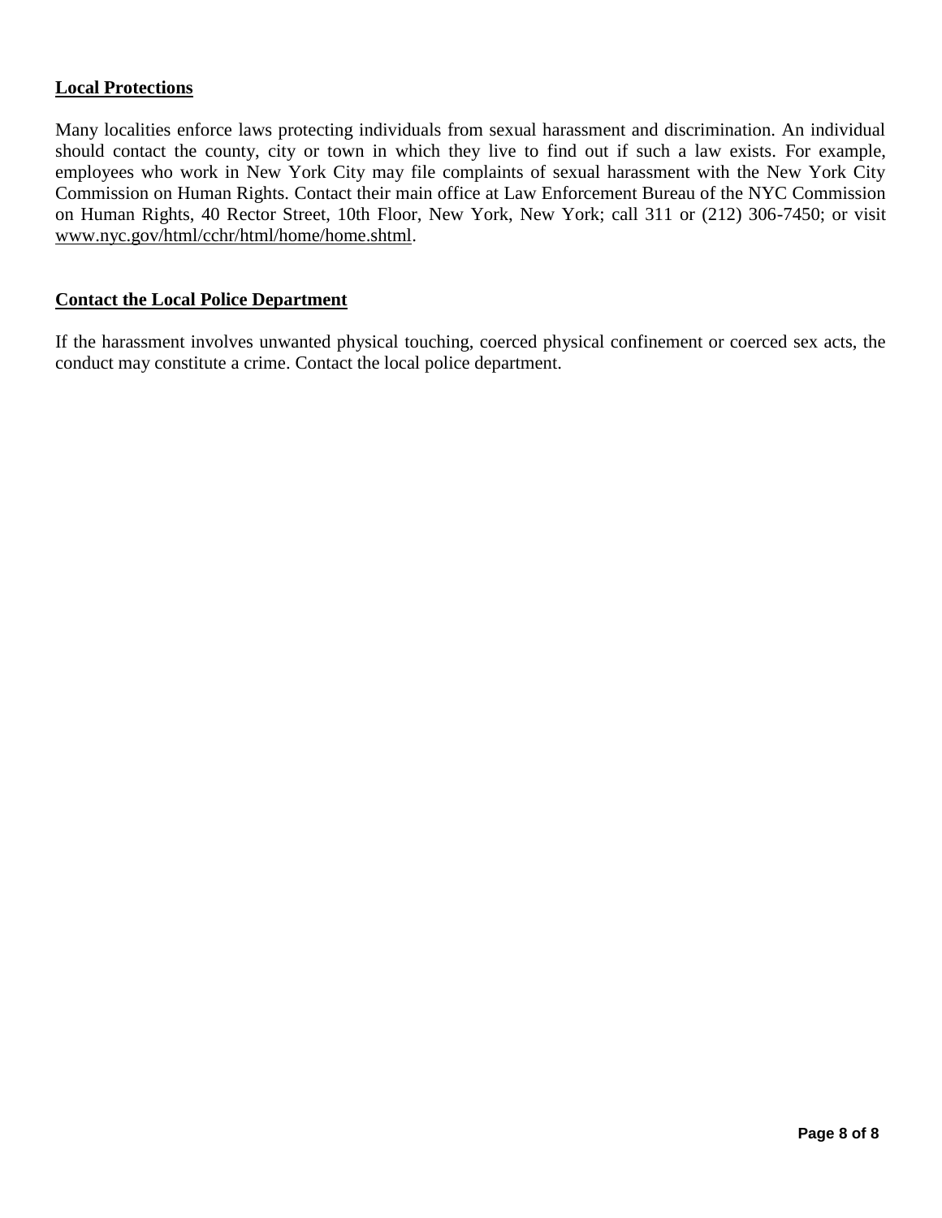**Local Protections**

Many localities enforce laws protecting individuals from sexual harassment and discrimination. An individual should contact the county, city or town in which they live to find out if such a law exists. For example, employees who work in New York City may file complaints of sexual harassment with the New York City Commission on Human Rights. Contact their main office at Law Enforcement Bureau of the NYC Commission on Human Rights, 40 Rector Street, 10th Floor, New York, New York; call 311 or (212) 306-7450; or visit www.nyc.gov/html/cchr/html/home/home.shtml.

**Contact the Local Police Department**

If the harassment involves unwanted physical touching, coerced physical confinement or coerced sex acts, the conduct may constitute a crime. Contact the local police department.